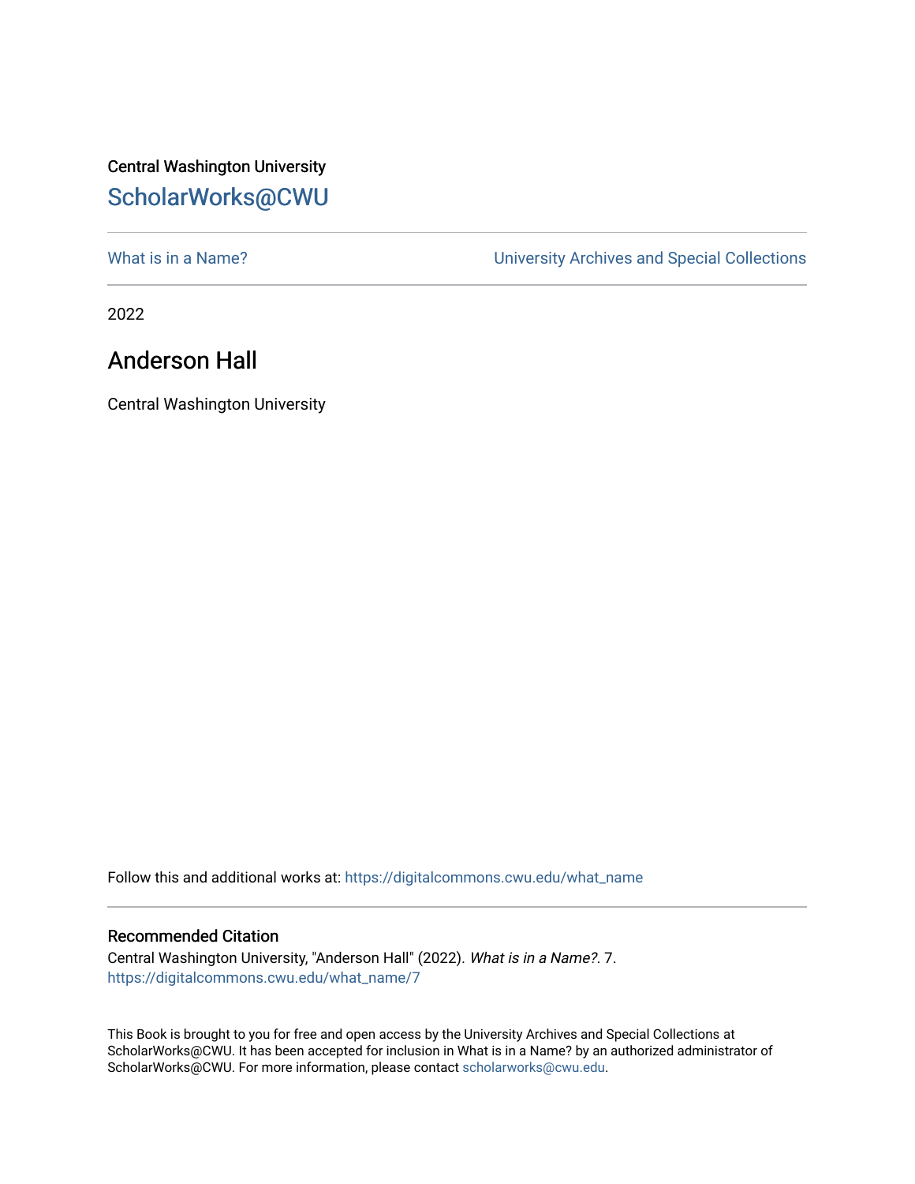Central Washington University

ScholarWorks@CWU

What is in a Name?

University Archives and Special Collections

2022

# Anderson Hall

Central Washington University

Follow this and additional works at: https://digitalcommons.cwu.edu/what_name

### Recommended Citation

Central Washington University, "Anderson Hall" (2022). *What is in a Name?*. 7.
https://digitalcommons.cwu.edu/what_name/7

This Book is brought to you for free and open access by the University Archives and Special Collections at ScholarWorks@CWU. It has been accepted for inclusion in What is in a Name? by an authorized administrator of ScholarWorks@CWU. For more information, please contact scholarworks@cwu.edu.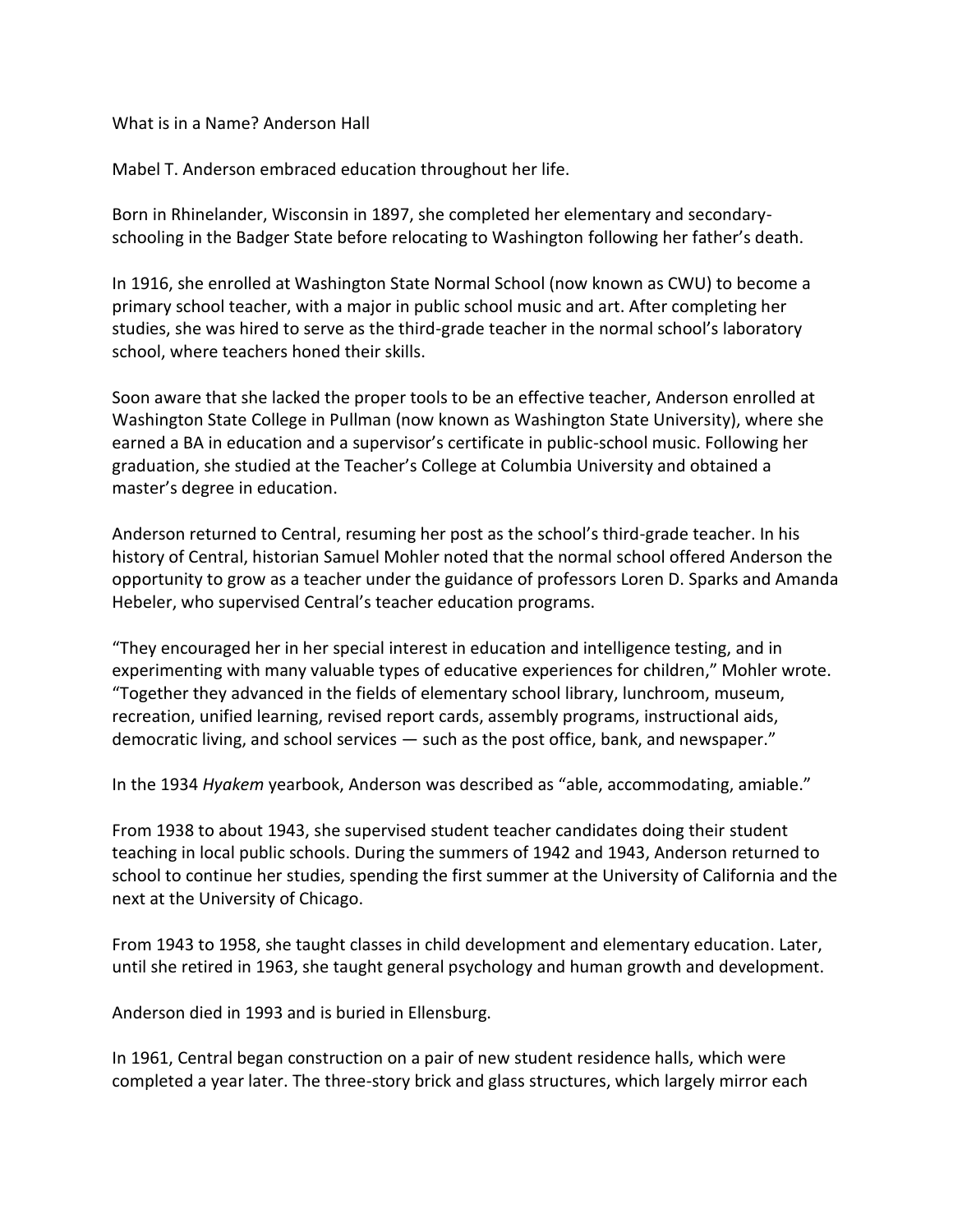What is in a Name? Anderson Hall

Mabel T. Anderson embraced education throughout her life.

Born in Rhinelander, Wisconsin in 1897, she completed her elementary and secondary-schooling in the Badger State before relocating to Washington following her father's death.

In 1916, she enrolled at Washington State Normal School (now known as CWU) to become a primary school teacher, with a major in public school music and art. After completing her studies, she was hired to serve as the third-grade teacher in the normal school's laboratory school, where teachers honed their skills.

Soon aware that she lacked the proper tools to be an effective teacher, Anderson enrolled at Washington State College in Pullman (now known as Washington State University), where she earned a BA in education and a supervisor's certificate in public-school music. Following her graduation, she studied at the Teacher's College at Columbia University and obtained a master's degree in education.

Anderson returned to Central, resuming her post as the school's third-grade teacher. In his history of Central, historian Samuel Mohler noted that the normal school offered Anderson the opportunity to grow as a teacher under the guidance of professors Loren D. Sparks and Amanda Hebeler, who supervised Central's teacher education programs.

"They encouraged her in her special interest in education and intelligence testing, and in experimenting with many valuable types of educative experiences for children," Mohler wrote. "Together they advanced in the fields of elementary school library, lunchroom, museum, recreation, unified learning, revised report cards, assembly programs, instructional aids, democratic living, and school services — such as the post office, bank, and newspaper."

In the 1934 *Hyakem* yearbook, Anderson was described as "able, accommodating, amiable."

From 1938 to about 1943, she supervised student teacher candidates doing their student teaching in local public schools. During the summers of 1942 and 1943, Anderson returned to school to continue her studies, spending the first summer at the University of California and the next at the University of Chicago.

From 1943 to 1958, she taught classes in child development and elementary education. Later, until she retired in 1963, she taught general psychology and human growth and development.

Anderson died in 1993 and is buried in Ellensburg.

In 1961, Central began construction on a pair of new student residence halls, which were completed a year later. The three-story brick and glass structures, which largely mirror each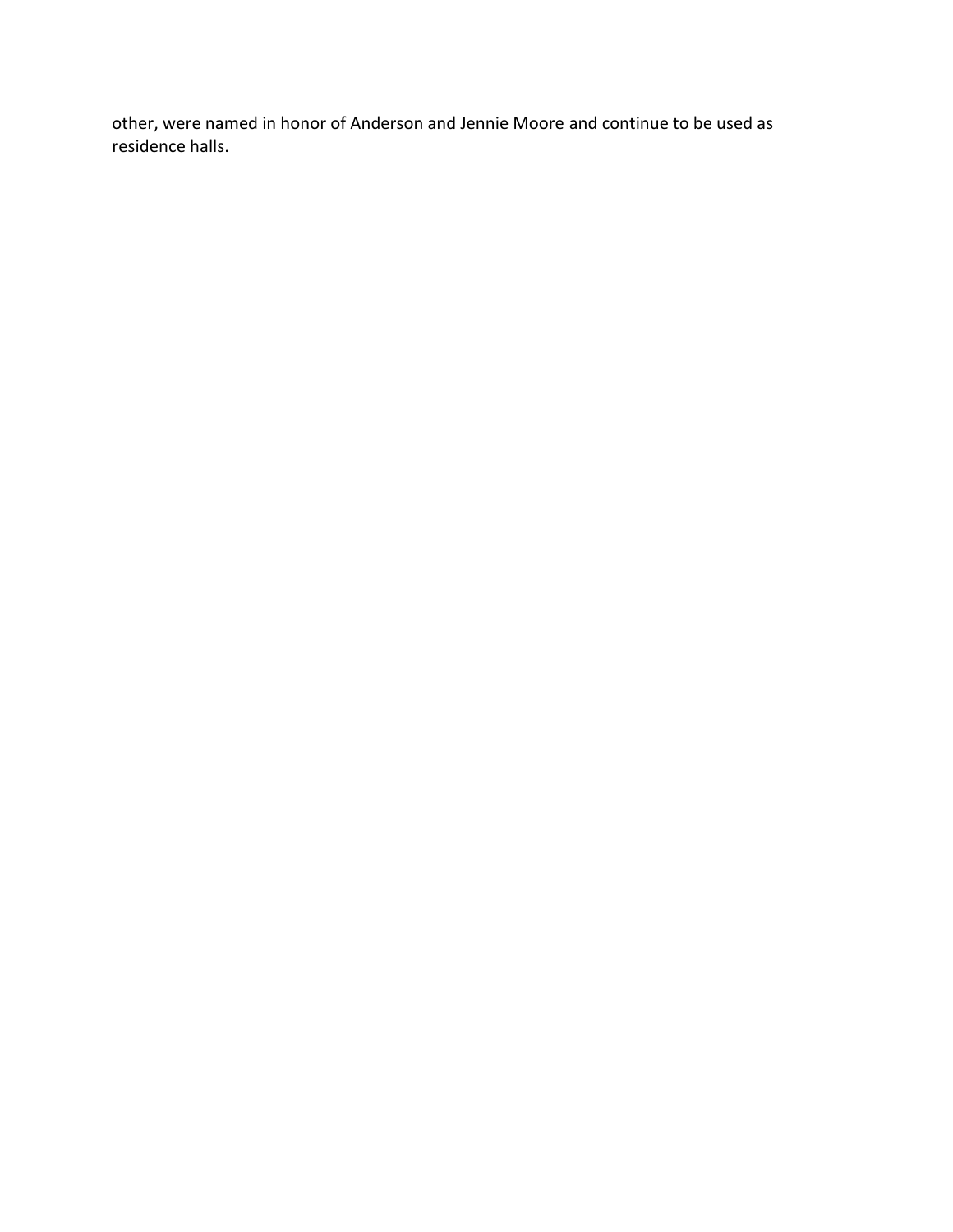other, were named in honor of Anderson and Jennie Moore and continue to be used as residence halls.